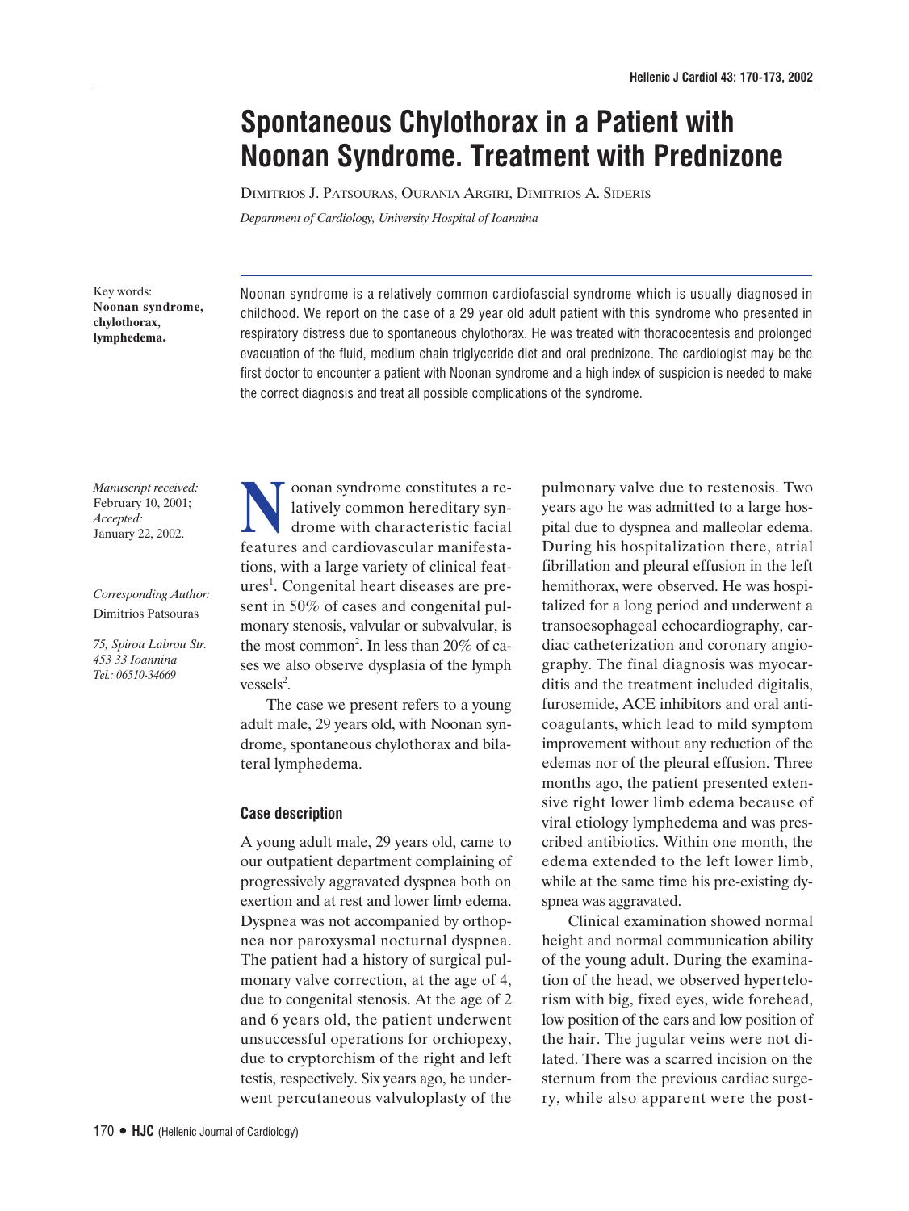# Spontaneous Chylothorax in a Patient with Noonan Syndrome. Treatment with Prednizone

DIMITRIOS J. PATSOURAS, OURANIA ARGIRI, DIMITRIOS A. SIDERIS

*Department of Cardiology, University Hospital of Ioannina*

Key words: **Noonan syndrome, chylothorax, lymphedema.**

Noonan syndrome is a relatively common cardiofascial syndrome which is usually diagnosed in childhood. We report on the case of a 29 year old adult patient with this syndrome who presented in respiratory distress due to spontaneous chylothorax. He was treated with thoracocentesis and prolonged evacuation of the fluid, medium chain triglyceride diet and oral prednizone. The cardiologist may be the first doctor to encounter a patient with Noonan syndrome and a high index of suspicion is needed to make the correct diagnosis and treat all possible complications of the syndrome.

*Manuscript received:* February 10, 2001; *Accepted:* January 22, 2002.

*Corresponding Author:* Dimitrios Patsouras

*75, Spirou Labrou Str. 453 33 Ioannina Tel.: 06510-34669*

Noonan syndrome constitutes a relatively common hereditary syndrome with characteristic facial features and cardiovascular manifestations, with a large variety of clinical features[1]. Congenital heart diseases are present in 50% of cases and congenital pulmonary stenosis, valvular or subvalvular, is the most common[2]. In less than 20% of cases we also observe dysplasia of the lymph vessels[2].

The case we present refers to a young adult male, 29 years old, with Noonan syndrome, spontaneous chylothorax and bilateral lymphedema.

## Case description

A young adult male, 29 years old, came to our outpatient department complaining of progressively aggravated dyspnea both on exertion and at rest and lower limb edema. Dyspnea was not accompanied by orthopnea nor paroxysmal nocturnal dyspnea. The patient had a history of surgical pulmonary valve correction, at the age of 4, due to congenital stenosis. At the age of 2 and 6 years old, the patient underwent unsuccessful operations for orchiopexy, due to cryptorchism of the right and left testis, respectively. Six years ago, he underwent percutaneous valvuloplasty of the pulmonary valve due to restenosis. Two years ago he was admitted to a large hospital due to dyspnea and malleolar edema. During his hospitalization there, atrial fibrillation and pleural effusion in the left hemithorax, were observed. He was hospitalized for a long period and underwent a transoesophageal echocardiography, cardiac catheterization and coronary angiography. The final diagnosis was myocarditis and the treatment included digitalis, furosemide, ACE inhibitors and oral anticoagulants, which lead to mild symptom improvement without any reduction of the edemas nor of the pleural effusion. Three months ago, the patient presented extensive right lower limb edema because of viral etiology lymphedema and was prescribed antibiotics. Within one month, the edema extended to the left lower limb, while at the same time his pre-existing dyspnea was aggravated.

Clinical examination showed normal height and normal communication ability of the young adult. During the examination of the head, we observed hypertelorism with big, fixed eyes, wide forehead, low position of the ears and low position of the hair. The jugular veins were not dilated. There was a scarred incision on the sternum from the previous cardiac surgery, while also apparent were the post-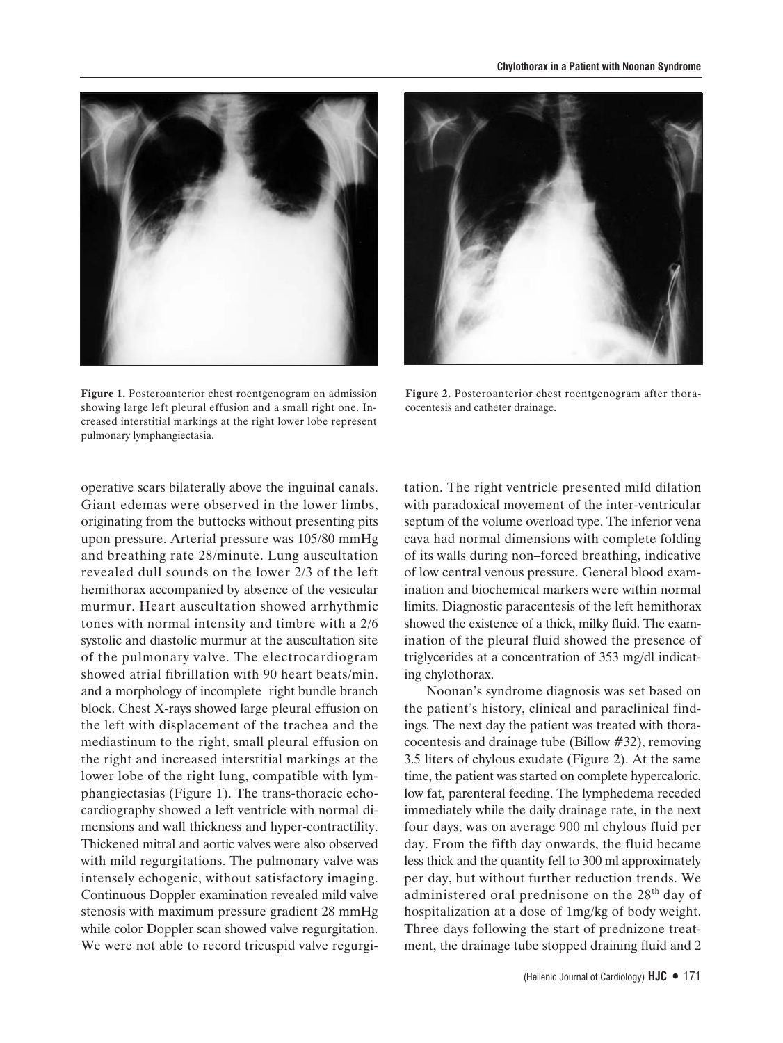**Figure 1.** Posteroanterior chest roentgenogram on admission showing large left pleural effusion and a small right one. Increased interstitial markings at the right lower lobe represent pulmonary lymphangiectasia.

**Figure 2.** Posteroanterior chest roentgenogram after thoracocentesis and catheter drainage.

operative scars bilaterally above the inguinal canals. Giant edemas were observed in the lower limbs, originating from the buttocks without presenting pits upon pressure. Arterial pressure was 105/80 mmHg and breathing rate 28/minute. Lung auscultation revealed dull sounds on the lower 2/3 of the left hemithorax accompanied by absence of the vesicular murmur. Heart auscultation showed arrhythmic tones with normal intensity and timbre with a 2/6 systolic and diastolic murmur at the auscultation site of the pulmonary valve. The electrocardiogram showed atrial fibrillation with 90 heart beats/min. and a morphology of incomplete right bundle branch block. Chest X-rays showed large pleural effusion on the left with displacement of the trachea and the mediastinum to the right, small pleural effusion on the right and increased interstitial markings at the lower lobe of the right lung, compatible with lymphangiectasias (Figure 1). The trans-thoracic echocardiography showed a left ventricle with normal dimensions and wall thickness and hyper-contractility. Thickened mitral and aortic valves were also observed with mild regurgitations. The pulmonary valve was intensely echogenic, without satisfactory imaging. Continuous Doppler examination revealed mild valve stenosis with maximum pressure gradient 28 mmHg while color Doppler scan showed valve regurgitation. We were not able to record tricuspid valve regurgitation. The right ventricle presented mild dilation with paradoxical movement of the inter-ventricular septum of the volume overload type. The inferior vena cava had normal dimensions with complete folding of its walls during non–forced breathing, indicative of low central venous pressure. General blood examination and biochemical markers were within normal limits. Diagnostic paracentesis of the left hemithorax showed the existence of a thick, milky fluid. The examination of the pleural fluid showed the presence of triglycerides at a concentration of 353 mg/dl indicating chylothorax.

Noonan's syndrome diagnosis was set based on the patient's history, clinical and paraclinical findings. The next day the patient was treated with thoracocentesis and drainage tube (Billow #32), removing 3.5 liters of chylous exudate (Figure 2). At the same time, the patient was started on complete hypercaloric, low fat, parenteral feeding. The lymphedema receded immediately while the daily drainage rate, in the next four days, was on average 900 ml chylous fluid per day. From the fifth day onwards, the fluid became less thick and the quantity fell to 300 ml approximately per day, but without further reduction trends. We administered oral prednisone on the 28$^{th}$ day of hospitalization at a dose of 1mg/kg of body weight. Three days following the start of prednizone treatment, the drainage tube stopped draining fluid and 2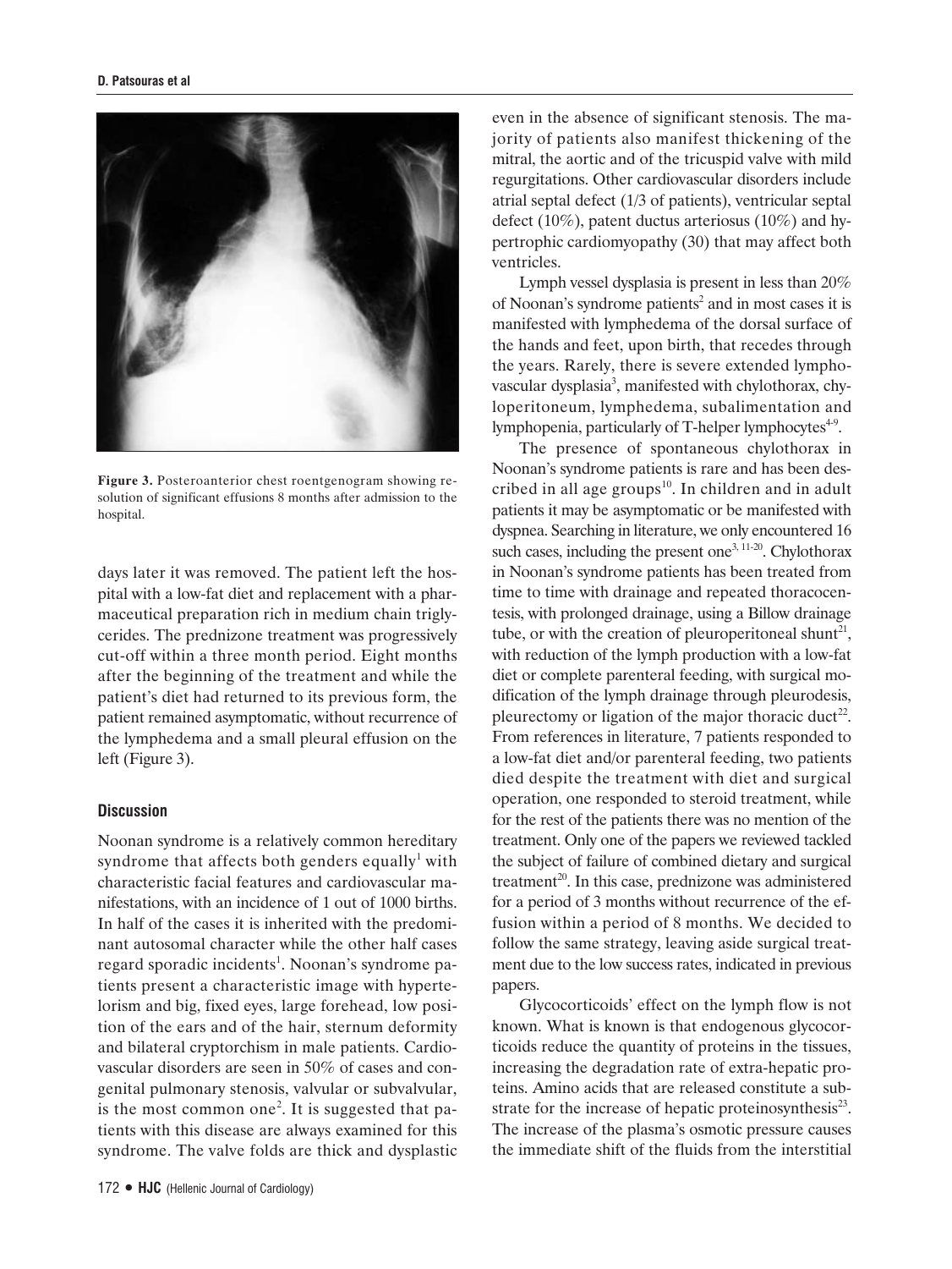**Figure 3.** Posteroanterior chest roentgenogram showing resolution of significant effusions 8 months after admission to the hospital.

days later it was removed. The patient left the hospital with a low-fat diet and replacement with a pharmaceutical preparation rich in medium chain triglycerides. The prednizone treatment was progressively cut-off within a three month period. Eight months after the beginning of the treatment and while the patient's diet had returned to its previous form, the patient remained asymptomatic, without recurrence of the lymphedema and a small pleural effusion on the left (Figure 3).

## Discussion

Noonan syndrome is a relatively common hereditary syndrome that affects both genders equally[1] with characteristic facial features and cardiovascular manifestations, with an incidence of 1 out of 1000 births. In half of the cases it is inherited with the predominant autosomal character while the other half cases regard sporadic incidents[1]. Noonan's syndrome patients present a characteristic image with hypertelorism and big, fixed eyes, large forehead, low position of the ears and of the hair, sternum deformity and bilateral cryptorchism in male patients. Cardiovascular disorders are seen in 50% of cases and congenital pulmonary stenosis, valvular or subvalvular, is the most common one[2]. It is suggested that patients with this disease are always examined for this syndrome. The valve folds are thick and dysplastic even in the absence of significant stenosis. The majority of patients also manifest thickening of the mitral, the aortic and of the tricuspid valve with mild regurgitations. Other cardiovascular disorders include atrial septal defect (1/3 of patients), ventricular septal defect (10%), patent ductus arteriosus (10%) and hypertrophic cardiomyopathy (30) that may affect both ventricles.

Lymph vessel dysplasia is present in less than 20% of Noonan's syndrome patients[2] and in most cases it is manifested with lymphedema of the dorsal surface of the hands and feet, upon birth, that recedes through the years. Rarely, there is severe extended lymphovascular dysplasia[3], manifested with chylothorax, chyloperitoneum, lymphedema, subalimentation and lymphopenia, particularly of T-helper lymphocytes[4-9].

The presence of spontaneous chylothorax in Noonan's syndrome patients is rare and has been described in all age groups[10]. In children and in adult patients it may be asymptomatic or be manifested with dyspnea. Searching in literature, we only encountered 16 such cases, including the present one[3, 11-20]. Chylothorax in Noonan's syndrome patients has been treated from time to time with drainage and repeated thoracocentesis, with prolonged drainage, using a Billow drainage tube, or with the creation of pleuroperitoneal shunt[21], with reduction of the lymph production with a low-fat diet or complete parenteral feeding, with surgical modification of the lymph drainage through pleurodesis, pleurectomy or ligation of the major thoracic duct[22]. From references in literature, 7 patients responded to a low-fat diet and/or parenteral feeding, two patients died despite the treatment with diet and surgical operation, one responded to steroid treatment, while for the rest of the patients there was no mention of the treatment. Only one of the papers we reviewed tackled the subject of failure of combined dietary and surgical treatment[20]. In this case, prednizone was administered for a period of 3 months without recurrence of the effusion within a period of 8 months. We decided to follow the same strategy, leaving aside surgical treatment due to the low success rates, indicated in previous papers.

Glycocorticoids' effect on the lymph flow is not known. What is known is that endogenous glycocorticoids reduce the quantity of proteins in the tissues, increasing the degradation rate of extra-hepatic proteins. Amino acids that are released constitute a substrate for the increase of hepatic proteinosynthesis[23]. The increase of the plasma's osmotic pressure causes the immediate shift of the fluids from the interstitial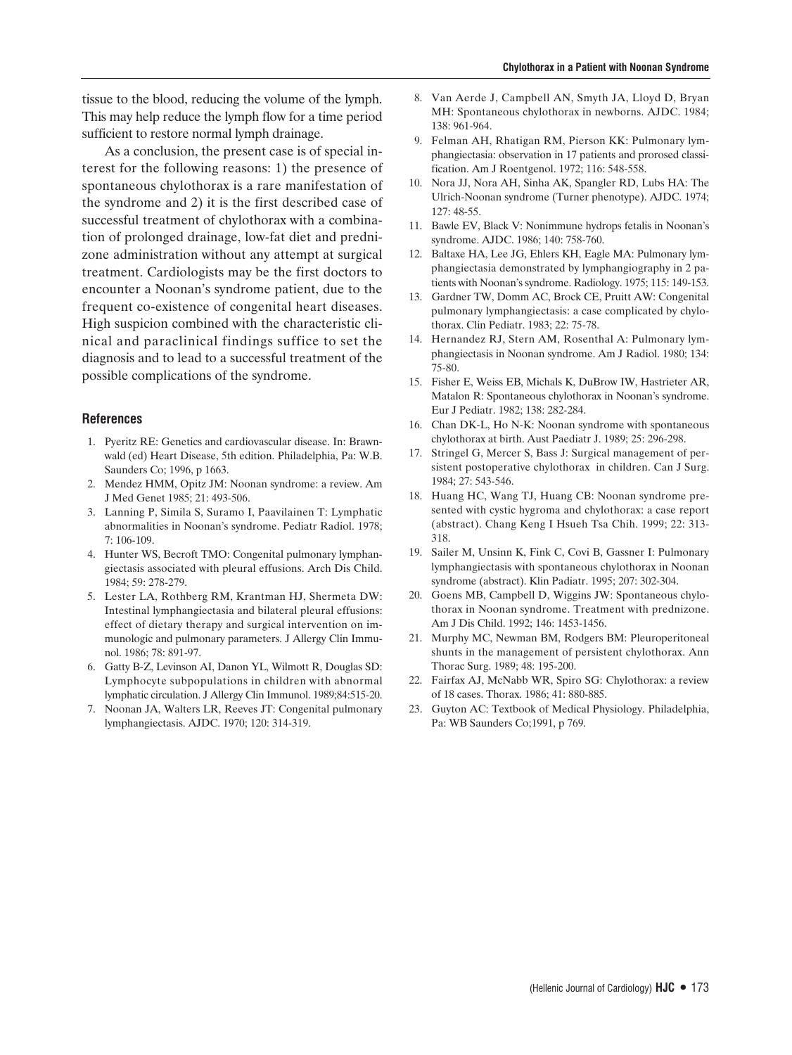tissue to the blood, reducing the volume of the lymph. This may help reduce the lymph flow for a time period sufficient to restore normal lymph drainage.

As a conclusion, the present case is of special interest for the following reasons: 1) the presence of spontaneous chylothorax is a rare manifestation of the syndrome and 2) it is the first described case of successful treatment of chylothorax with a combination of prolonged drainage, low-fat diet and prednizone administration without any attempt at surgical treatment. Cardiologists may be the first doctors to encounter a Noonan's syndrome patient, due to the frequent co-existence of congenital heart diseases. High suspicion combined with the characteristic clinical and paraclinical findings suffice to set the diagnosis and to lead to a successful treatment of the possible complications of the syndrome.

### References

1. Pyeritz RE: Genetics and cardiovascular disease. In: Brawnwald (ed) Heart Disease, 5th edition. Philadelphia, Pa: W.B. Saunders Co; 1996, p 1663.
2. Mendez HMM, Opitz JM: Noonan syndrome: a review. Am J Med Genet 1985; 21: 493-506.
3. Lanning P, Simila S, Suramo I, Paavilainen T: Lymphatic abnormalities in Noonan's syndrome. Pediatr Radiol. 1978; 7: 106-109.
4. Hunter WS, Becroft TMO: Congenital pulmonary lymphangiectasis associated with pleural effusions. Arch Dis Child. 1984; 59: 278-279.
5. Lester LA, Rothberg RM, Krantman HJ, Shermeta DW: Intestinal lymphangiectasia and bilateral pleural effusions: effect of dietary therapy and surgical intervention on immunologic and pulmonary parameters. J Allergy Clin Immunol. 1986; 78: 891-97.
6. Gatty B-Z, Levinson AI, Danon YL, Wilmott R, Douglas SD: Lymphocyte subpopulations in children with abnormal lymphatic circulation. J Allergy Clin Immunol. 1989;84:515-20.
7. Noonan JA, Walters LR, Reeves JT: Congenital pulmonary lymphangiectasis. AJDC. 1970; 120: 314-319.
8. Van Aerde J, Campbell AN, Smyth JA, Lloyd D, Bryan MH: Spontaneous chylothorax in newborns. AJDC. 1984; 138: 961-964.
9. Felman AH, Rhatigan RM, Pierson KK: Pulmonary lymphangiectasia: observation in 17 patients and prorosed classification. Am J Roentgenol. 1972; 116: 548-558.
10. Nora JJ, Nora AH, Sinha AK, Spangler RD, Lubs HA: The Ulrich-Noonan syndrome (Turner phenotype). AJDC. 1974; 127: 48-55.
11. Bawle EV, Black V: Nonimmune hydrops fetalis in Noonan's syndrome. AJDC. 1986; 140: 758-760.
12. Baltaxe HA, Lee JG, Ehlers KH, Eagle MA: Pulmonary lymphangiectasia demonstrated by lymphangiography in 2 patients with Noonan's syndrome. Radiology. 1975; 115: 149-153.
13. Gardner TW, Domm AC, Brock CE, Pruitt AW: Congenital pulmonary lymphangiectasis: a case complicated by chylothorax. Clin Pediatr. 1983; 22: 75-78.
14. Hernandez RJ, Stern AM, Rosenthal A: Pulmonary lymphangiectasis in Noonan syndrome. Am J Radiol. 1980; 134: 75-80.
15. Fisher E, Weiss EB, Michals K, DuBrow IW, Hastrieter AR, Matalon R: Spontaneous chylothorax in Noonan's syndrome. Eur J Pediatr. 1982; 138: 282-284.
16. Chan DK-L, Ho N-K: Noonan syndrome with spontaneous chylothorax at birth. Aust Paediatr J. 1989; 25: 296-298.
17. Stringel G, Mercer S, Bass J: Surgical management of persistent postoperative chylothorax in children. Can J Surg. 1984; 27: 543-546.
18. Huang HC, Wang TJ, Huang CB: Noonan syndrome presented with cystic hygroma and chylothorax: a case report (abstract). Chang Keng I Hsueh Tsa Chih. 1999; 22: 313-318.
19. Sailer M, Unsinn K, Fink C, Covi B, Gassner I: Pulmonary lymphangiectasis with spontaneous chylothorax in Noonan syndrome (abstract). Klin Padiatr. 1995; 207: 302-304.
20. Goens MB, Campbell D, Wiggins JW: Spontaneous chylothorax in Noonan syndrome. Treatment with prednizone. Am J Dis Child. 1992; 146: 1453-1456.
21. Murphy MC, Newman BM, Rodgers BM: Pleuroperitoneal shunts in the management of persistent chylothorax. Ann Thorac Surg. 1989; 48: 195-200.
22. Fairfax AJ, McNabb WR, Spiro SG: Chylothorax: a review of 18 cases. Thorax. 1986; 41: 880-885.
23. Guyton AC: Textbook of Medical Physiology. Philadelphia, Pa: WB Saunders Co;1991, p 769.